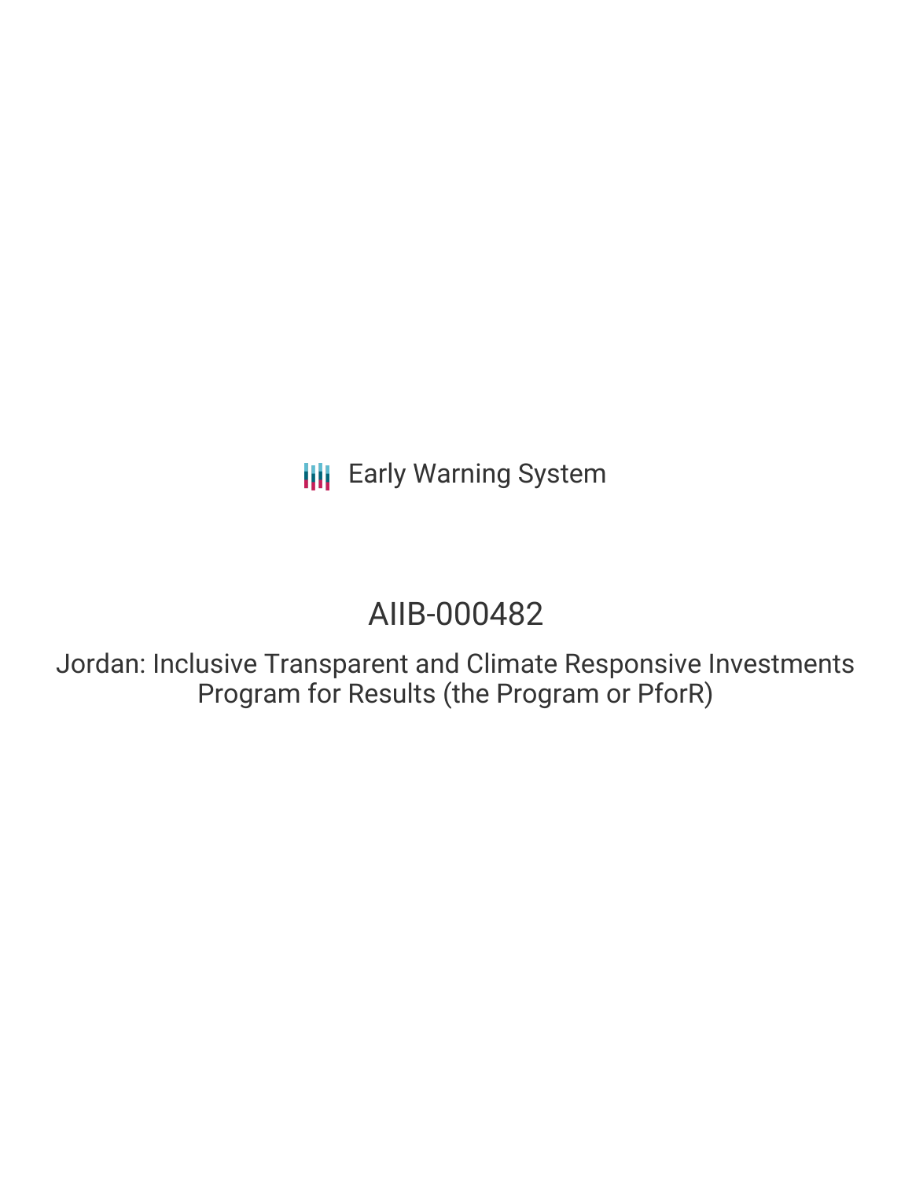Early Warning System

# AIIB-000482

Jordan: Inclusive Transparent and Climate Responsive Investments Program for Results (the Program or PforR)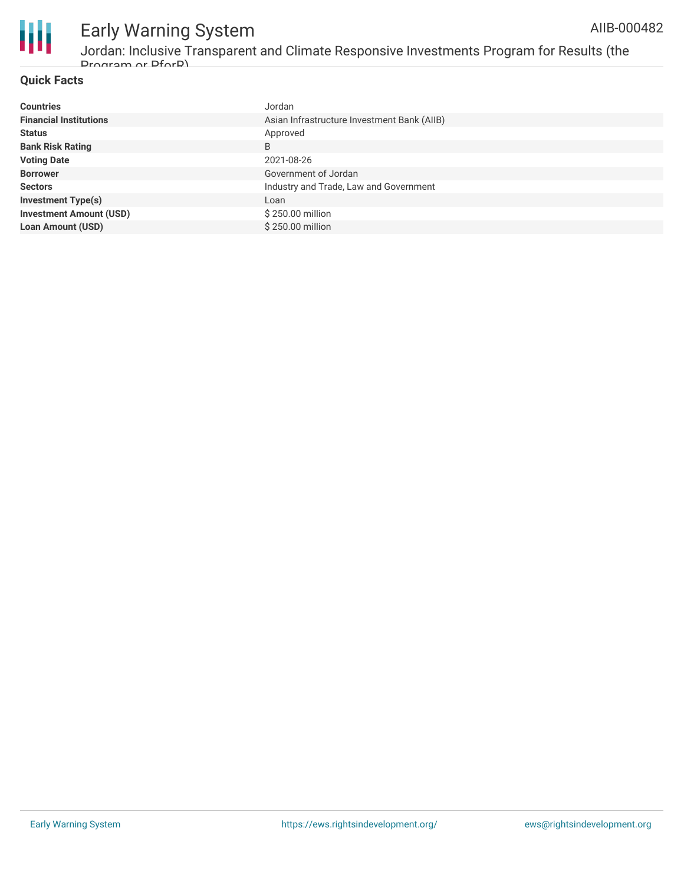## Quick Facts

| | |
|---|---|
| **Countries** | Jordan |
| **Financial Institutions** | Asian Infrastructure Investment Bank (AIIB) |
| **Status** | Approved |
| **Bank Risk Rating** | B |
| **Voting Date** | 2021-08-26 |
| **Borrower** | Government of Jordan |
| **Sectors** | Industry and Trade, Law and Government |
| **Investment Type(s)** | Loan |
| **Investment Amount (USD)** | $ 250.00 million |
| **Loan Amount (USD)** | $ 250.00 million |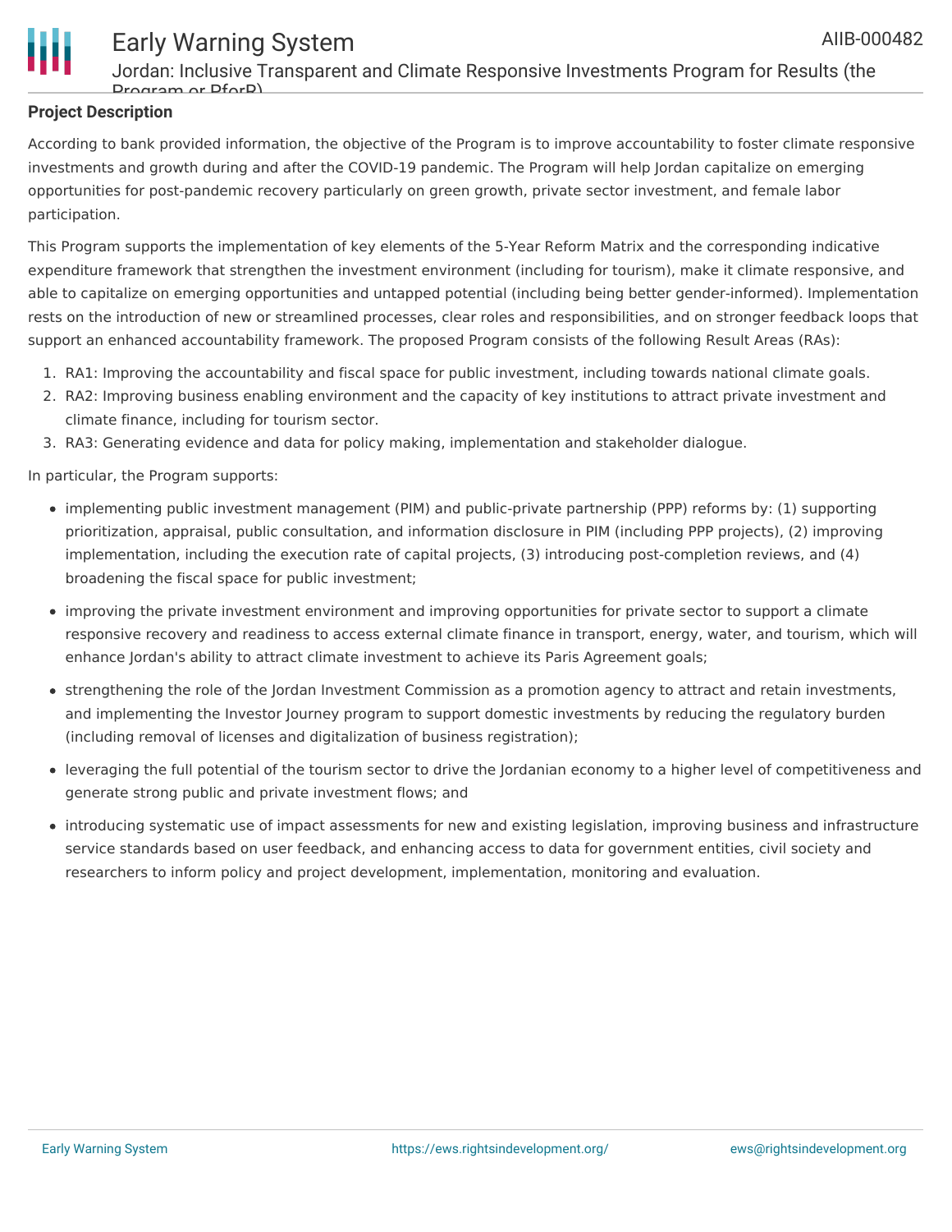## Project Description

According to bank provided information, the objective of the Program is to improve accountability to foster climate responsive investments and growth during and after the COVID-19 pandemic. The Program will help Jordan capitalize on emerging opportunities for post-pandemic recovery particularly on green growth, private sector investment, and female labor participation.

This Program supports the implementation of key elements of the 5-Year Reform Matrix and the corresponding indicative expenditure framework that strengthen the investment environment (including for tourism), make it climate responsive, and able to capitalize on emerging opportunities and untapped potential (including being better gender-informed). Implementation rests on the introduction of new or streamlined processes, clear roles and responsibilities, and on stronger feedback loops that support an enhanced accountability framework. The proposed Program consists of the following Result Areas (RAs):

1. RA1: Improving the accountability and fiscal space for public investment, including towards national climate goals.
2. RA2: Improving business enabling environment and the capacity of key institutions to attract private investment and climate finance, including for tourism sector.
3. RA3: Generating evidence and data for policy making, implementation and stakeholder dialogue.

In particular, the Program supports:

- implementing public investment management (PIM) and public-private partnership (PPP) reforms by: (1) supporting prioritization, appraisal, public consultation, and information disclosure in PIM (including PPP projects), (2) improving implementation, including the execution rate of capital projects, (3) introducing post-completion reviews, and (4) broadening the fiscal space for public investment;
- improving the private investment environment and improving opportunities for private sector to support a climate responsive recovery and readiness to access external climate finance in transport, energy, water, and tourism, which will enhance Jordan's ability to attract climate investment to achieve its Paris Agreement goals;
- strengthening the role of the Jordan Investment Commission as a promotion agency to attract and retain investments, and implementing the Investor Journey program to support domestic investments by reducing the regulatory burden (including removal of licenses and digitalization of business registration);
- leveraging the full potential of the tourism sector to drive the Jordanian economy to a higher level of competitiveness and generate strong public and private investment flows; and
- introducing systematic use of impact assessments for new and existing legislation, improving business and infrastructure service standards based on user feedback, and enhancing access to data for government entities, civil society and researchers to inform policy and project development, implementation, monitoring and evaluation.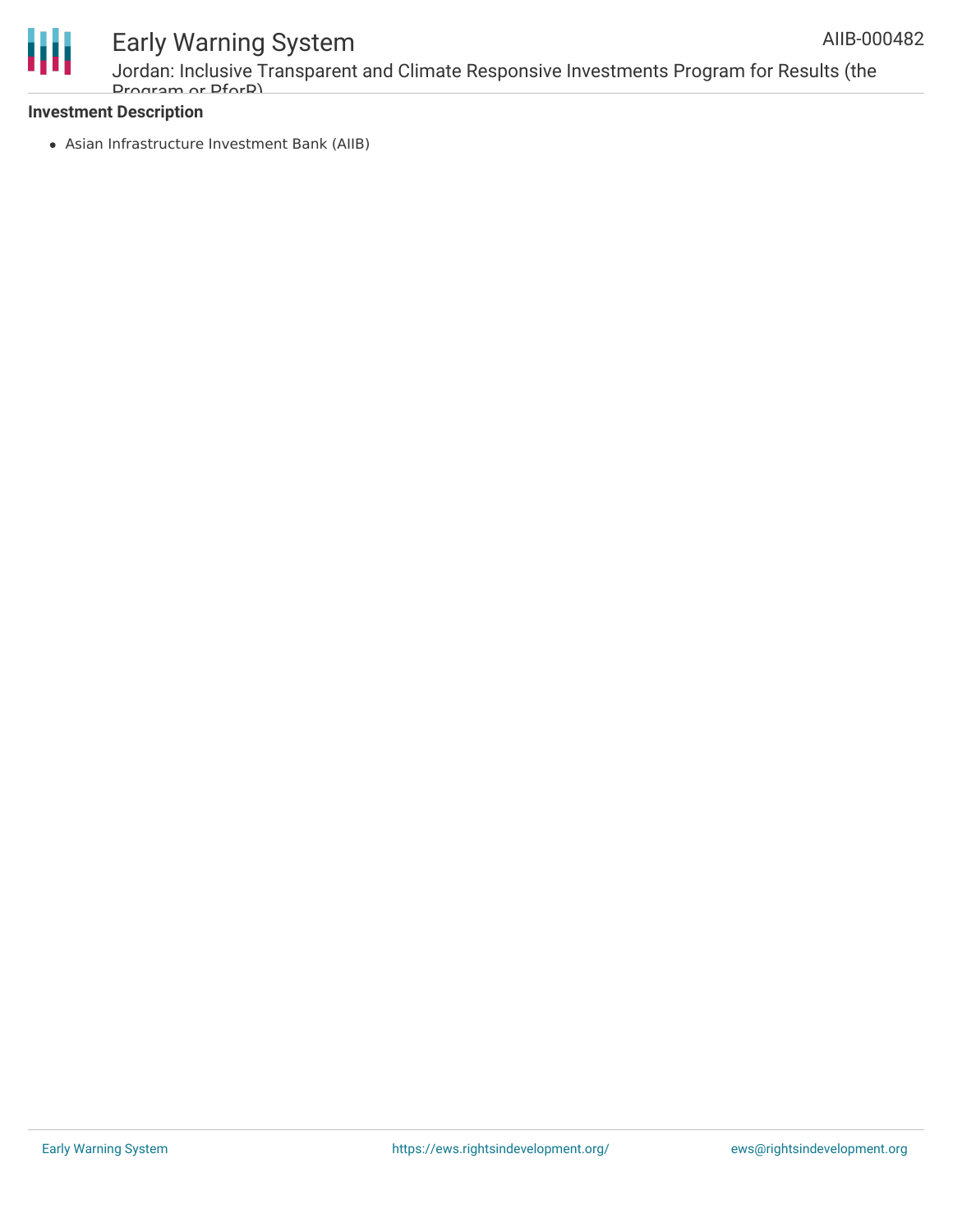### Investment Description

- Asian Infrastructure Investment Bank (AIIB)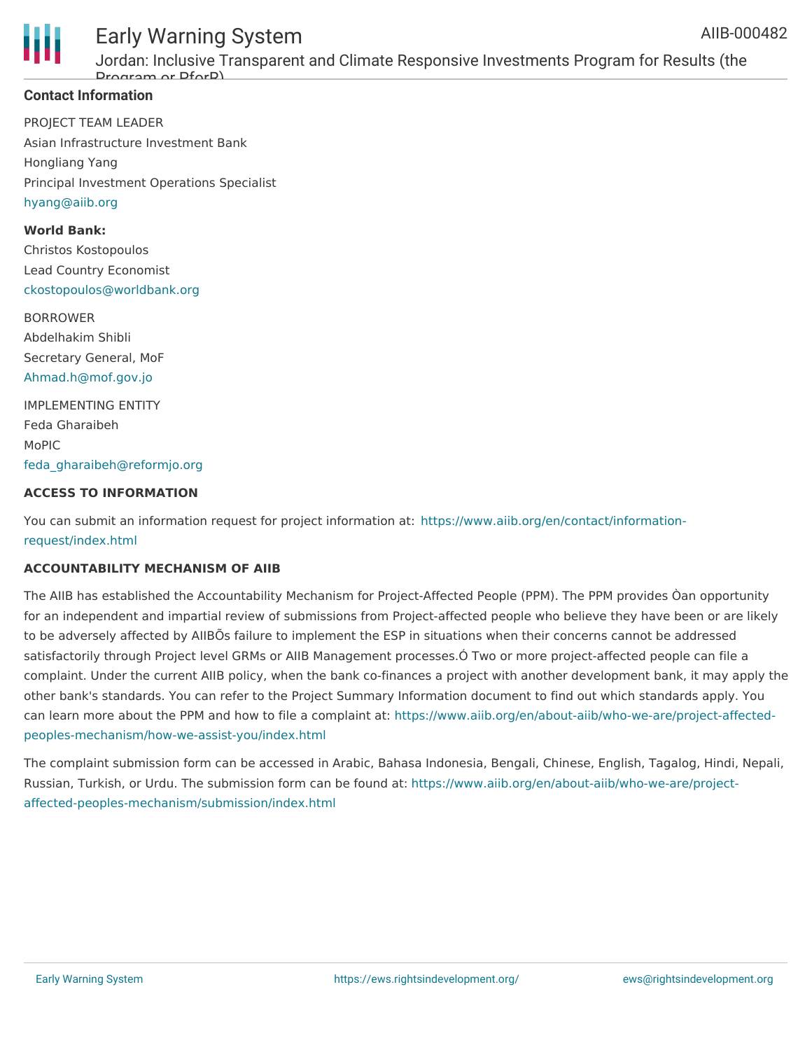## Contact Information

PROJECT TEAM LEADER
Asian Infrastructure Investment Bank
Hongliang Yang
Principal Investment Operations Specialist
hyang@aiib.org

**World Bank:**
Christos Kostopoulos
Lead Country Economist
ckostopoulos@worldbank.org

BORROWER
Abdelhakim Shibli
Secretary General, MoF
Ahmad.h@mof.gov.jo

IMPLEMENTING ENTITY
Feda Gharaibeh
MoPIC
feda_gharaibeh@reformjo.org

### ACCESS TO INFORMATION

You can submit an information request for project information at: https://www.aiib.org/en/contact/information-request/index.html

### ACCOUNTABILITY MECHANISM OF AIIB

The AIIB has established the Accountability Mechanism for Project-Affected People (PPM). The PPM provides Òan opportunity for an independent and impartial review of submissions from Project-affected people who believe they have been or are likely to be adversely affected by AIIBÕs failure to implement the ESP in situations when their concerns cannot be addressed satisfactorily through Project level GRMs or AIIB Management processes.Ó Two or more project-affected people can file a complaint. Under the current AIIB policy, when the bank co-finances a project with another development bank, it may apply the other bank's standards. You can refer to the Project Summary Information document to find out which standards apply. You can learn more about the PPM and how to file a complaint at: https://www.aiib.org/en/about-aiib/who-we-are/project-affected-peoples-mechanism/how-we-assist-you/index.html

The complaint submission form can be accessed in Arabic, Bahasa Indonesia, Bengali, Chinese, English, Tagalog, Hindi, Nepali, Russian, Turkish, or Urdu. The submission form can be found at: https://www.aiib.org/en/about-aiib/who-we-are/project-affected-peoples-mechanism/submission/index.html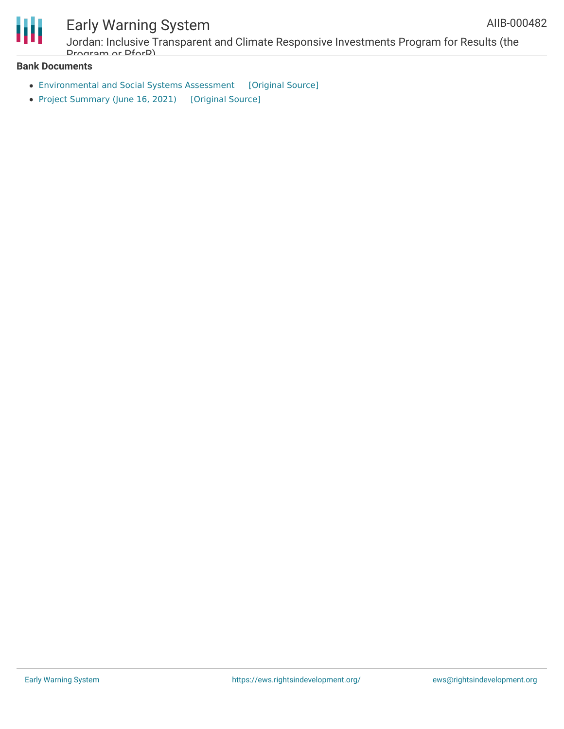**Bank Documents**

- Environmental and Social Systems Assessment [Original Source]
- Project Summary (June 16, 2021) [Original Source]